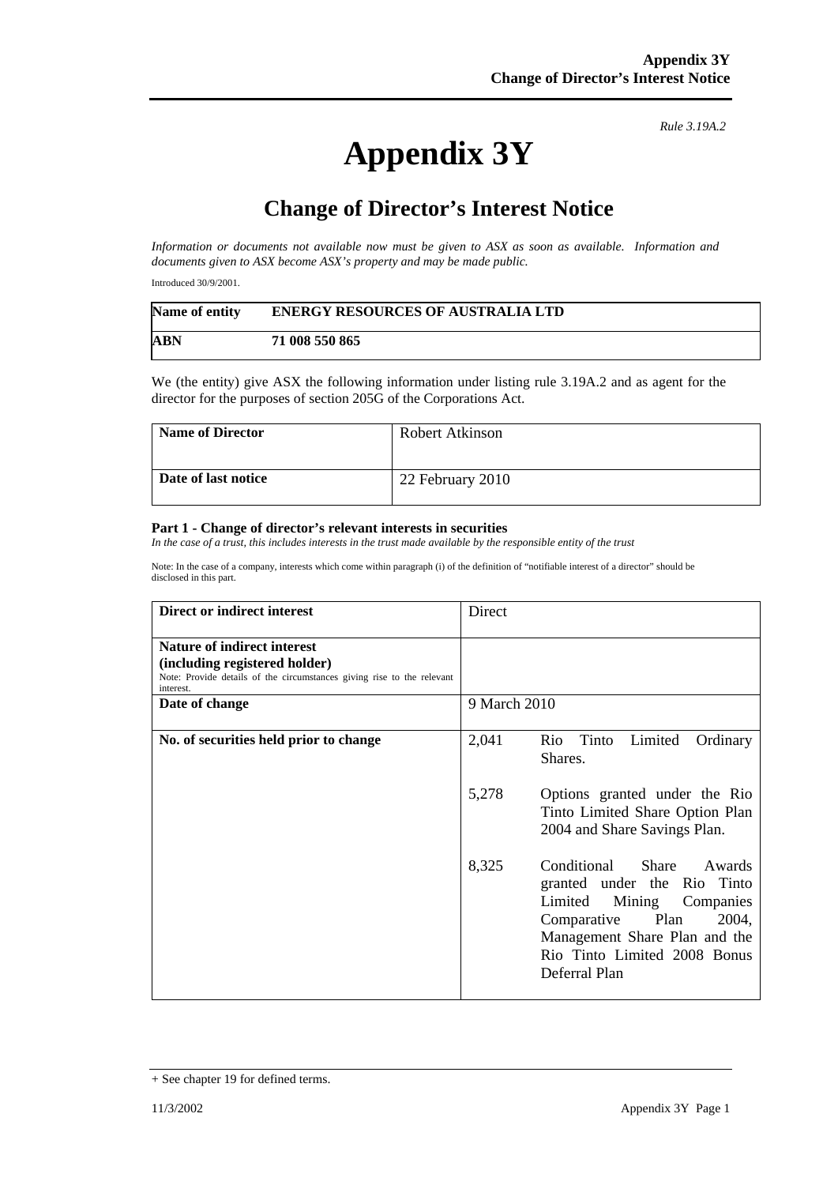*Rule 3.19A.2*

# Appendix 3Y

## Change of Director's Interest Notice

*Information or documents not available now must be given to ASX as soon as available. Information and documents given to ASX become ASX's property and may be made public.*

Introduced 30/9/2001.

| **Name of entity** | **ENERGY RESOURCES OF AUSTRALIA LTD** |
|---|---|
| **ABN** | **71 008 550 865** |

We (the entity) give ASX the following information under listing rule 3.19A.2 and as agent for the director for the purposes of section 205G of the Corporations Act.

| **Name of Director** | Robert Atkinson |
|---|---|
| **Date of last notice** | 22 February 2010 |

### Part 1 - Change of director's relevant interests in securities

*In the case of a trust, this includes interests in the trust made available by the responsible entity of the trust*

Note: In the case of a company, interests which come within paragraph (i) of the definition of "notifiable interest of a director" should be disclosed in this part.

| **Direct or indirect interest** | Direct |
|---|---|
| **Nature of indirect interest (including registered holder)** Note: Provide details of the circumstances giving rise to the relevant interest. | |
| **Date of change** | 9 March 2010 |
| **No. of securities held prior to change** | 2,041 Rio Tinto Limited Ordinary Shares.<br><br>5,278 Options granted under the Rio Tinto Limited Share Option Plan 2004 and Share Savings Plan.<br><br>8,325 Conditional Share Awards granted under the Rio Tinto Limited Mining Companies Comparative Plan 2004, Management Share Plan and the Rio Tinto Limited 2008 Bonus Deferral Plan |

+ See chapter 19 for defined terms.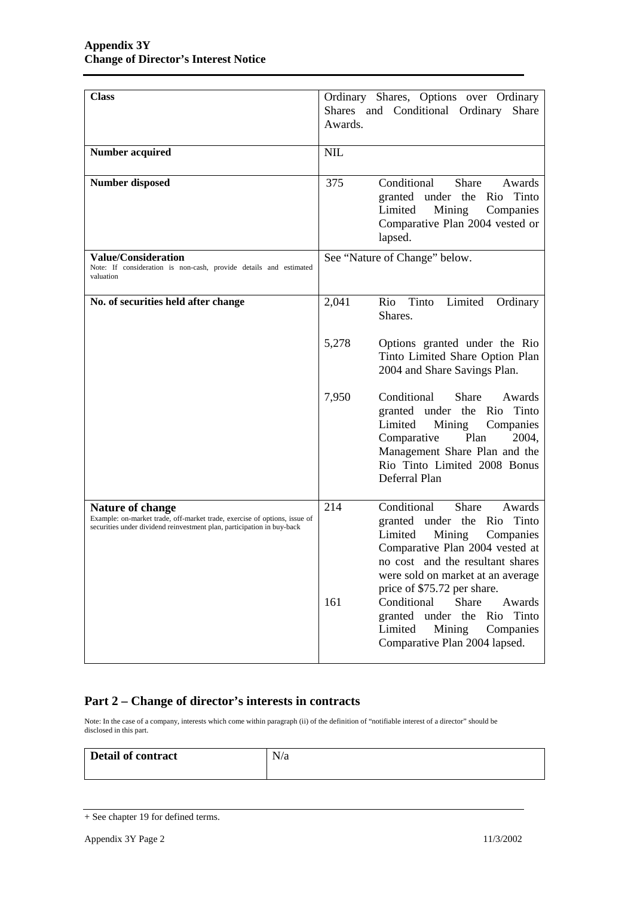| Class | Ordinary Shares, Options over Ordinary Shares and Conditional Ordinary Share Awards. |
|---|---|
| **Number acquired** | NIL |
| **Number disposed** | 375 Conditional Share Awards granted under the Rio Tinto Limited Mining Companies Comparative Plan 2004 vested or lapsed. |
| **Value/Consideration**<br>Note: If consideration is non-cash, provide details and estimated valuation | See "Nature of Change" below. |
| **No. of securities held after change** | 2,041 Rio Tinto Limited Ordinary Shares.<br><br>5,278 Options granted under the Rio Tinto Limited Share Option Plan 2004 and Share Savings Plan.<br><br>7,950 Conditional Share Awards granted under the Rio Tinto Limited Mining Companies Comparative Plan 2004, Management Share Plan and the Rio Tinto Limited 2008 Bonus Deferral Plan |
| **Nature of change**<br>Example: on-market trade, off-market trade, exercise of options, issue of securities under dividend reinvestment plan, participation in buy-back | 214 Conditional Share Awards granted under the Rio Tinto Limited Mining Companies Comparative Plan 2004 vested at no cost and the resultant shares were sold on market at an average price of $75.72 per share.<br>161 Conditional Share Awards granted under the Rio Tinto Limited Mining Companies Comparative Plan 2004 lapsed. |

## Part 2 – Change of director's interests in contracts

Note: In the case of a company, interests which come within paragraph (ii) of the definition of "notifiable interest of a director" should be disclosed in this part.

| Detail of contract | N/a |
|---|---|

+ See chapter 19 for defined terms.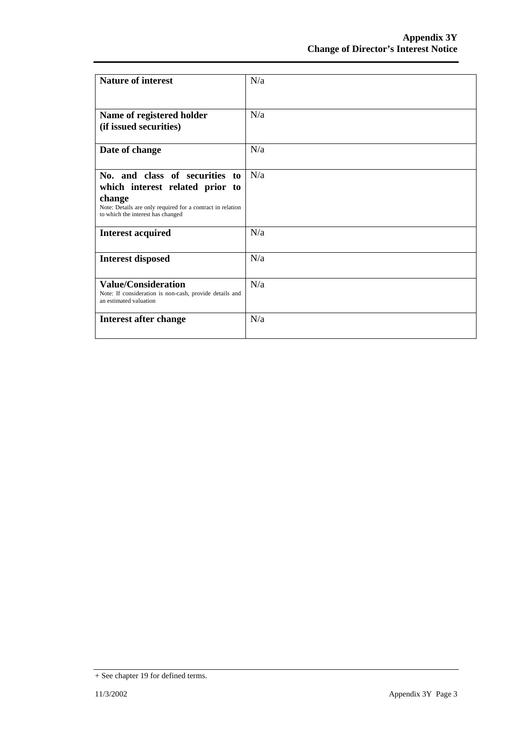| | |
|---|---|
| **Nature of interest** | N/a |
| **Name of registered holder (if issued securities)** | N/a |
| **Date of change** | N/a |
| **No. and class of securities to which interest related prior to change** Note: Details are only required for a contract in relation to which the interest has changed | N/a |
| **Interest acquired** | N/a |
| **Interest disposed** | N/a |
| **Value/Consideration** Note: If consideration is non-cash, provide details and an estimated valuation | N/a |
| **Interest after change** | N/a |

+ See chapter 19 for defined terms.